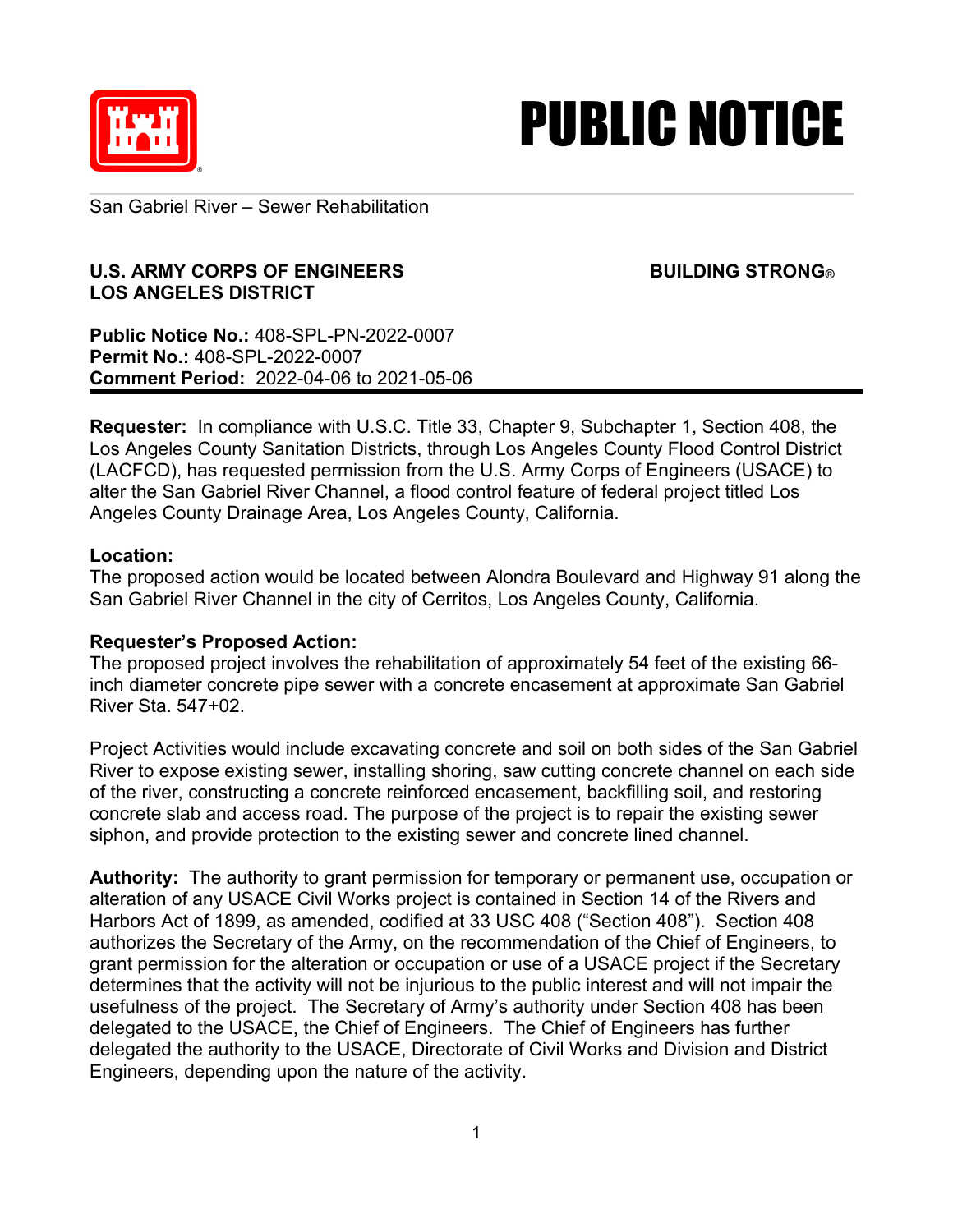# PUBLIC NOTICE

San Gabriel River – Sewer Rehabilitation

**U.S. ARMY CORPS OF ENGINEERS** **BUILDING STRONG®**
**LOS ANGELES DISTRICT**

**Public Notice No.:** 408-SPL-PN-2022-0007
**Permit No.:** 408-SPL-2022-0007
**Comment Period:** 2022-04-06 to 2021-05-06

**Requester:** In compliance with U.S.C. Title 33, Chapter 9, Subchapter 1, Section 408, the Los Angeles County Sanitation Districts, through Los Angeles County Flood Control District (LACFCD), has requested permission from the U.S. Army Corps of Engineers (USACE) to alter the San Gabriel River Channel, a flood control feature of federal project titled Los Angeles County Drainage Area, Los Angeles County, California.

**Location:**
The proposed action would be located between Alondra Boulevard and Highway 91 along the San Gabriel River Channel in the city of Cerritos, Los Angeles County, California.

**Requester's Proposed Action:**
The proposed project involves the rehabilitation of approximately 54 feet of the existing 66-inch diameter concrete pipe sewer with a concrete encasement at approximate San Gabriel River Sta. 547+02.

Project Activities would include excavating concrete and soil on both sides of the San Gabriel River to expose existing sewer, installing shoring, saw cutting concrete channel on each side of the river, constructing a concrete reinforced encasement, backfilling soil, and restoring concrete slab and access road. The purpose of the project is to repair the existing sewer siphon, and provide protection to the existing sewer and concrete lined channel.

**Authority:** The authority to grant permission for temporary or permanent use, occupation or alteration of any USACE Civil Works project is contained in Section 14 of the Rivers and Harbors Act of 1899, as amended, codified at 33 USC 408 ("Section 408"). Section 408 authorizes the Secretary of the Army, on the recommendation of the Chief of Engineers, to grant permission for the alteration or occupation or use of a USACE project if the Secretary determines that the activity will not be injurious to the public interest and will not impair the usefulness of the project. The Secretary of Army's authority under Section 408 has been delegated to the USACE, the Chief of Engineers. The Chief of Engineers has further delegated the authority to the USACE, Directorate of Civil Works and Division and District Engineers, depending upon the nature of the activity.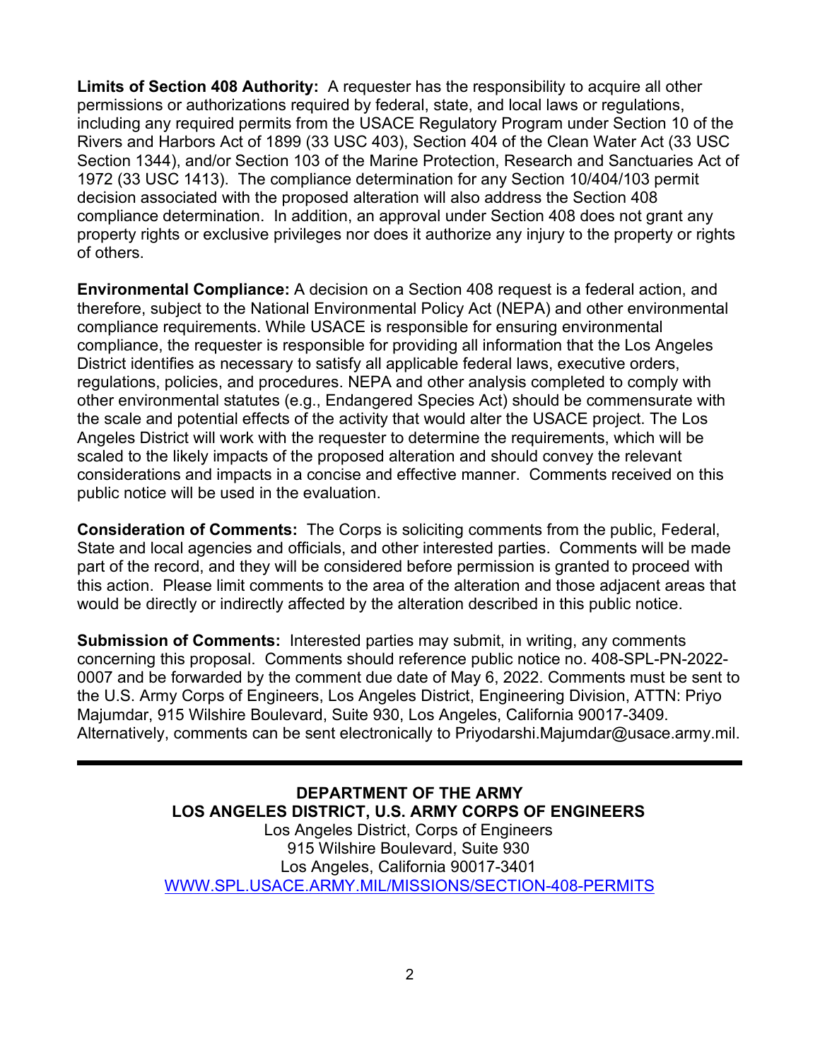**Limits of Section 408 Authority:** A requester has the responsibility to acquire all other permissions or authorizations required by federal, state, and local laws or regulations, including any required permits from the USACE Regulatory Program under Section 10 of the Rivers and Harbors Act of 1899 (33 USC 403), Section 404 of the Clean Water Act (33 USC Section 1344), and/or Section 103 of the Marine Protection, Research and Sanctuaries Act of 1972 (33 USC 1413). The compliance determination for any Section 10/404/103 permit decision associated with the proposed alteration will also address the Section 408 compliance determination. In addition, an approval under Section 408 does not grant any property rights or exclusive privileges nor does it authorize any injury to the property or rights of others.

**Environmental Compliance:** A decision on a Section 408 request is a federal action, and therefore, subject to the National Environmental Policy Act (NEPA) and other environmental compliance requirements. While USACE is responsible for ensuring environmental compliance, the requester is responsible for providing all information that the Los Angeles District identifies as necessary to satisfy all applicable federal laws, executive orders, regulations, policies, and procedures. NEPA and other analysis completed to comply with other environmental statutes (e.g., Endangered Species Act) should be commensurate with the scale and potential effects of the activity that would alter the USACE project. The Los Angeles District will work with the requester to determine the requirements, which will be scaled to the likely impacts of the proposed alteration and should convey the relevant considerations and impacts in a concise and effective manner. Comments received on this public notice will be used in the evaluation.

**Consideration of Comments:** The Corps is soliciting comments from the public, Federal, State and local agencies and officials, and other interested parties. Comments will be made part of the record, and they will be considered before permission is granted to proceed with this action. Please limit comments to the area of the alteration and those adjacent areas that would be directly or indirectly affected by the alteration described in this public notice.

**Submission of Comments:** Interested parties may submit, in writing, any comments concerning this proposal. Comments should reference public notice no. 408-SPL-PN-2022-0007 and be forwarded by the comment due date of May 6, 2022. Comments must be sent to the U.S. Army Corps of Engineers, Los Angeles District, Engineering Division, ATTN: Priyo Majumdar, 915 Wilshire Boulevard, Suite 930, Los Angeles, California 90017-3409. Alternatively, comments can be sent electronically to Priyodarshi.Majumdar@usace.army.mil.

---

**DEPARTMENT OF THE ARMY**
**LOS ANGELES DISTRICT, U.S. ARMY CORPS OF ENGINEERS**
Los Angeles District, Corps of Engineers
915 Wilshire Boulevard, Suite 930
Los Angeles, California 90017-3401
WWW.SPL.USACE.ARMY.MIL/MISSIONS/SECTION-408-PERMITS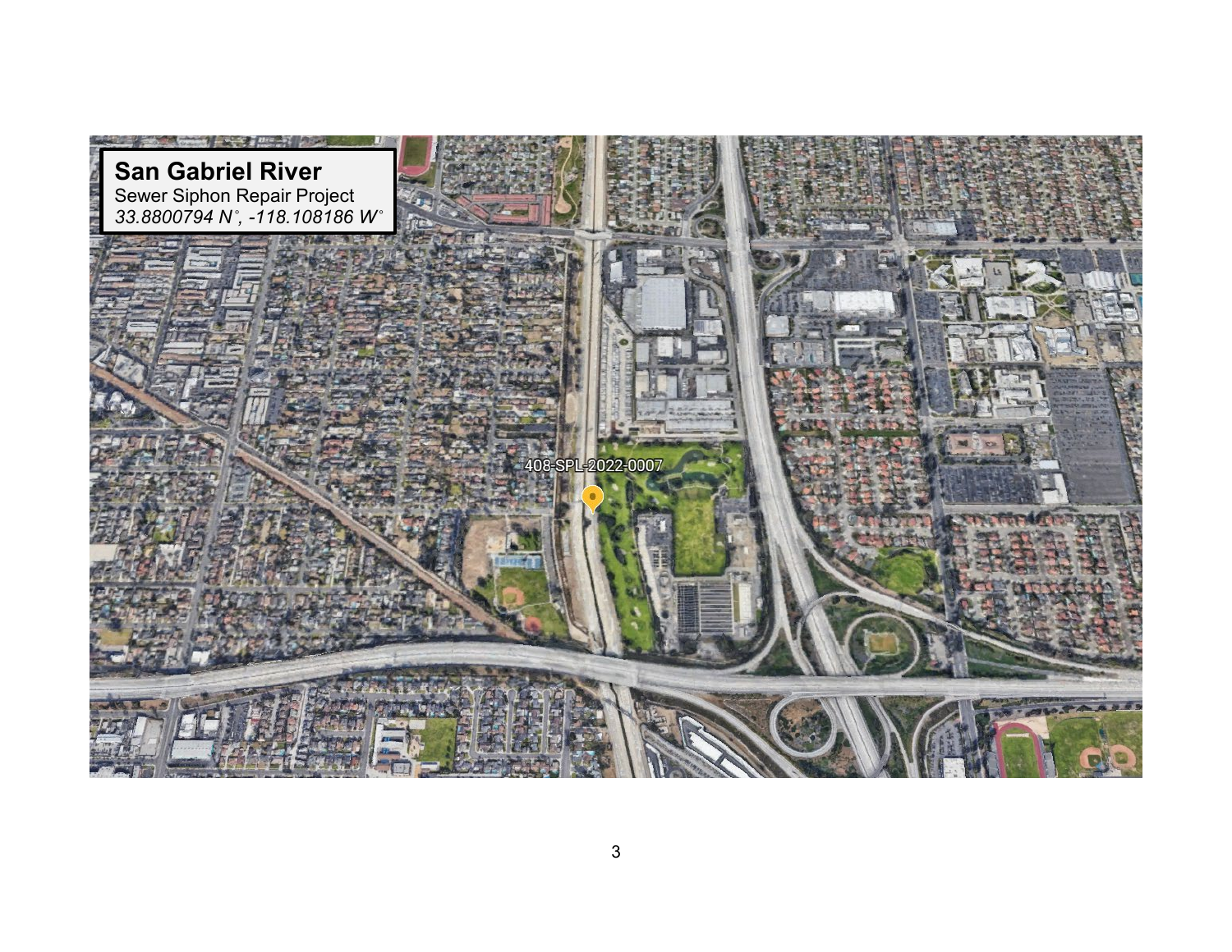**San Gabriel River**

Sewer Siphon Repair Project

*33.8800794 N˚, -118.108186 W˚*

408-SPL-2022-0007